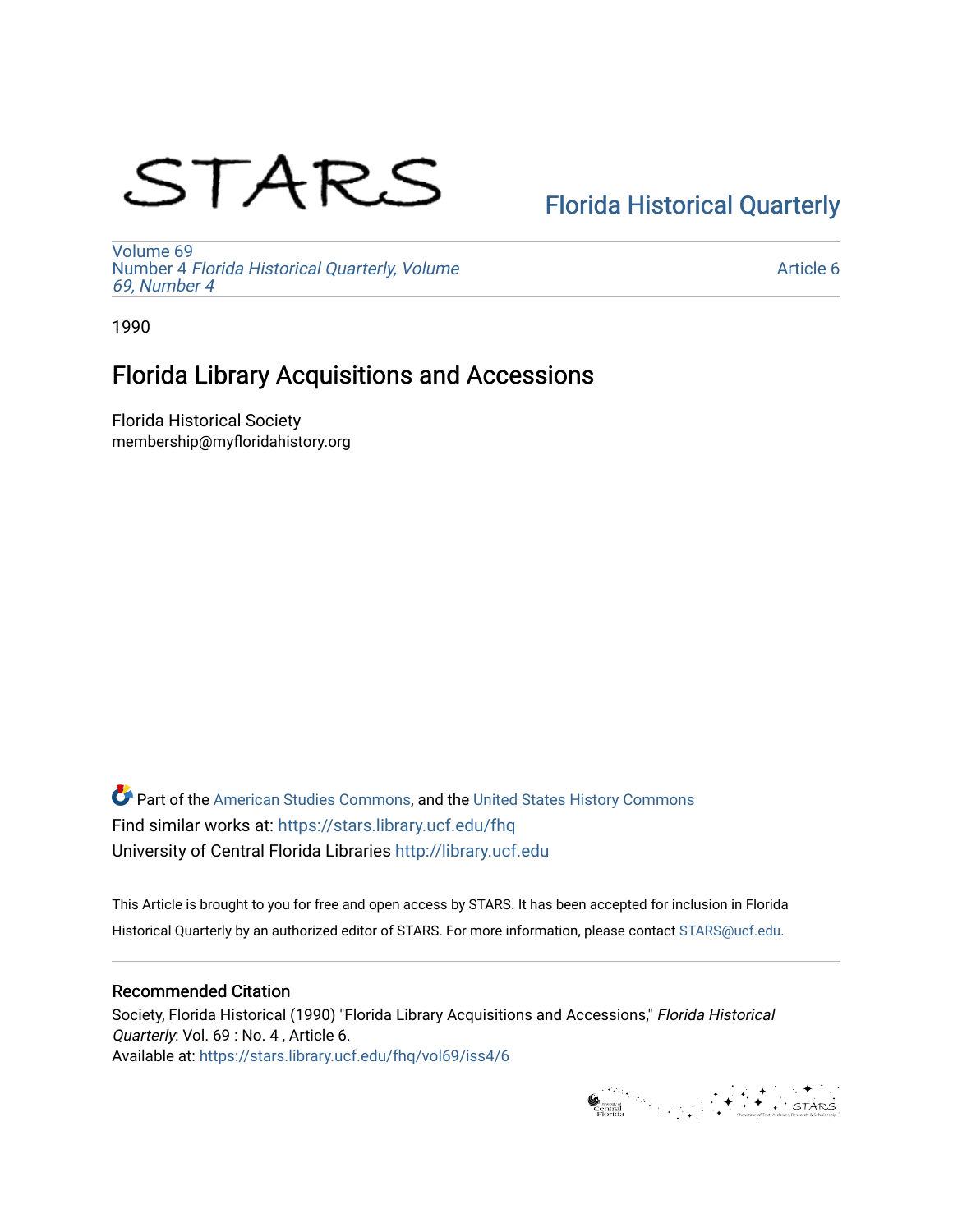# STARS

Florida Historical Quarterly

Volume 69
Number 4 *Florida Historical Quarterly, Volume 69, Number 4*

Article 6

1990

## Florida Library Acquisitions and Accessions

Florida Historical Society
membership@myfloridahistory.org

Part of the American Studies Commons, and the United States History Commons
Find similar works at: https://stars.library.ucf.edu/fhq
University of Central Florida Libraries http://library.ucf.edu

This Article is brought to you for free and open access by STARS. It has been accepted for inclusion in Florida Historical Quarterly by an authorized editor of STARS. For more information, please contact STARS@ucf.edu.

### Recommended Citation

Society, Florida Historical (1990) "Florida Library Acquisitions and Accessions," *Florida Historical Quarterly*: Vol. 69 : No. 4 , Article 6.
Available at: https://stars.library.ucf.edu/fhq/vol69/iss4/6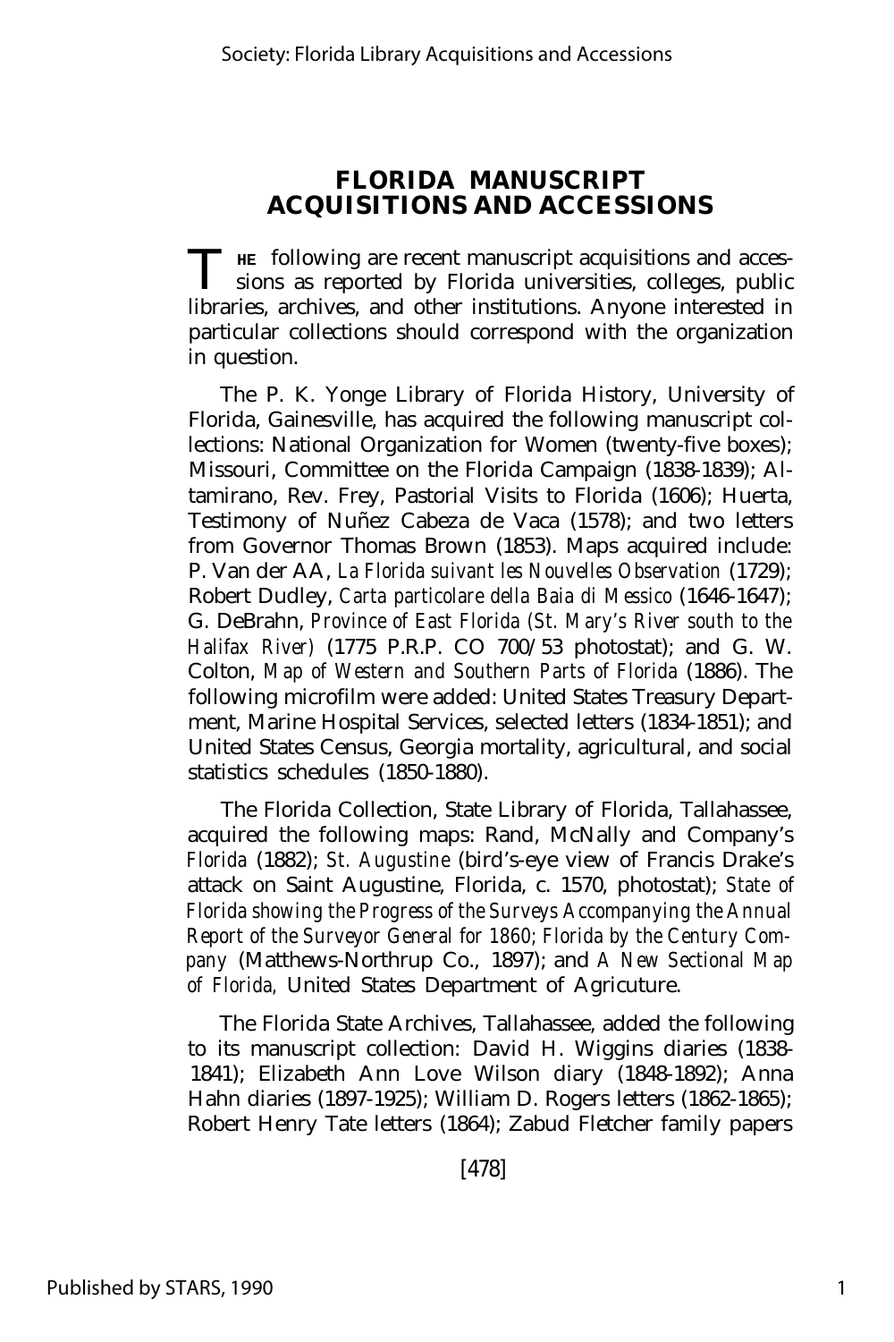## FLORIDA MANUSCRIPT ACQUISITIONS AND ACCESSIONS

THE following are recent manuscript acquisitions and accessions as reported by Florida universities, colleges, public libraries, archives, and other institutions. Anyone interested in particular collections should correspond with the organization in question.

The P. K. Yonge Library of Florida History, University of Florida, Gainesville, has acquired the following manuscript collections: National Organization for Women (twenty-five boxes); Missouri, Committee on the Florida Campaign (1838-1839); Altamirano, Rev. Frey, Pastorial Visits to Florida (1606); Huerta, Testimony of Nuñez Cabeza de Vaca (1578); and two letters from Governor Thomas Brown (1853). Maps acquired include: P. Van der AA, *La Florida suivant les Nouvelles Observation* (1729); Robert Dudley, *Carta particolare della Baia di Messico* (1646-1647); G. DeBrahn, *Province of East Florida (St. Mary's River south to the Halifax River)* (1775 P.R.P. CO 700/53 photostat); and G. W. Colton, *Map of Western and Southern Parts of Florida* (1886). The following microfilm were added: United States Treasury Department, Marine Hospital Services, selected letters (1834-1851); and United States Census, Georgia mortality, agricultural, and social statistics schedules (1850-1880).

The Florida Collection, State Library of Florida, Tallahassee, acquired the following maps: Rand, McNally and Company's *Florida* (1882); *St. Augustine* (bird's-eye view of Francis Drake's attack on Saint Augustine, Florida, c. 1570, photostat); *State of Florida showing the Progress of the Surveys Accompanying the Annual Report of the Surveyor General for 1860; Florida by the Century Company* (Matthews-Northrup Co., 1897); and *A New Sectional Map of Florida,* United States Department of Agricuture.

The Florida State Archives, Tallahassee, added the following to its manuscript collection: David H. Wiggins diaries (1838-1841); Elizabeth Ann Love Wilson diary (1848-1892); Anna Hahn diaries (1897-1925); William D. Rogers letters (1862-1865); Robert Henry Tate letters (1864); Zabud Fletcher family papers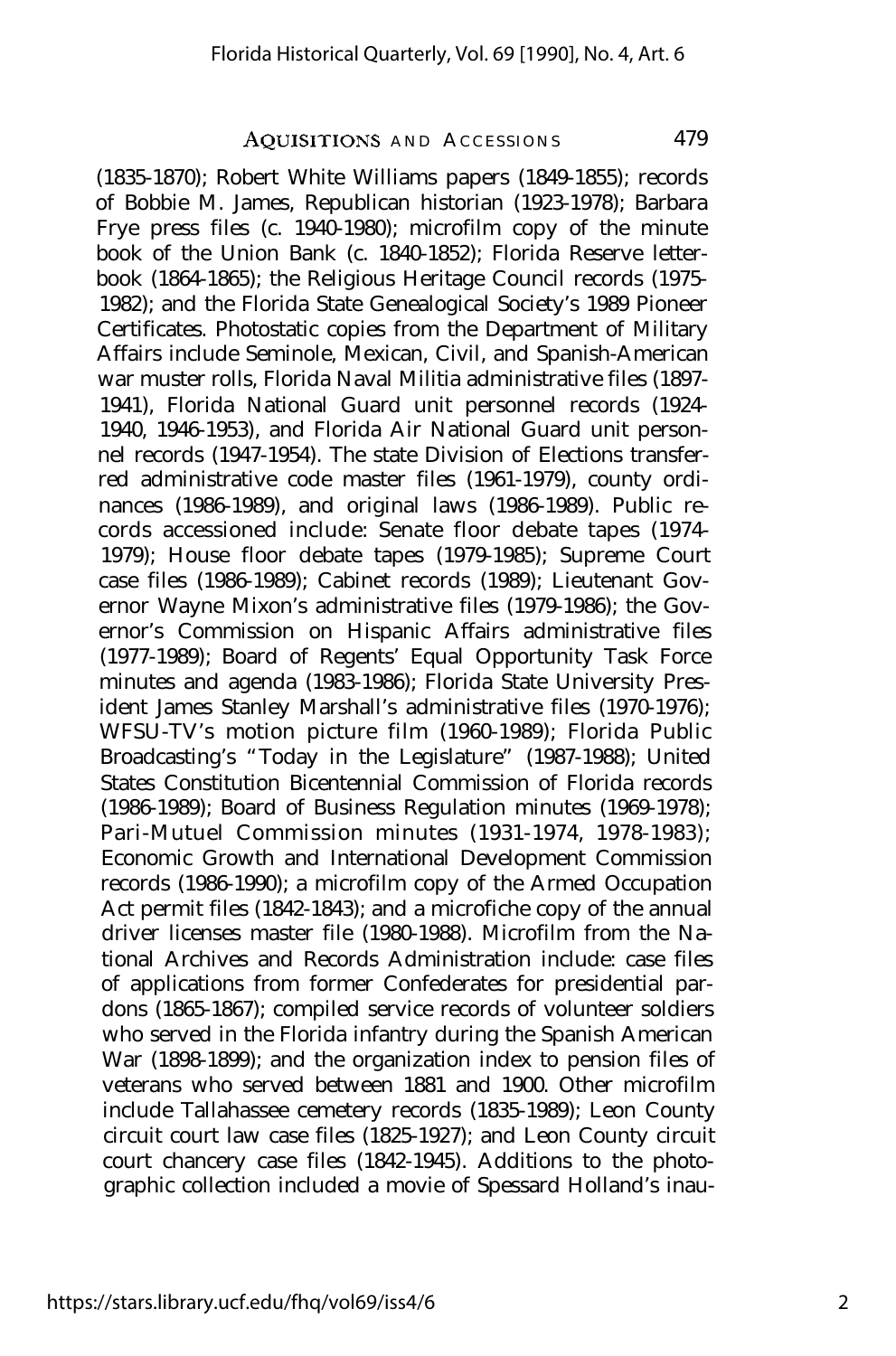(1835-1870); Robert White Williams papers (1849-1855); records of Bobbie M. James, Republican historian (1923-1978); Barbara Frye press files (c. 1940-1980); microfilm copy of the minute book of the Union Bank (c. 1840-1852); Florida Reserve letterbook (1864-1865); the Religious Heritage Council records (1975-1982); and the Florida State Genealogical Society's 1989 Pioneer Certificates. Photostatic copies from the Department of Military Affairs include Seminole, Mexican, Civil, and Spanish-American war muster rolls, Florida Naval Militia administrative files (1897-1941), Florida National Guard unit personnel records (1924-1940, 1946-1953), and Florida Air National Guard unit personnel records (1947-1954). The state Division of Elections transferred administrative code master files (1961-1979), county ordinances (1986-1989), and original laws (1986-1989). Public records accessioned include: Senate floor debate tapes (1974-1979); House floor debate tapes (1979-1985); Supreme Court case files (1986-1989); Cabinet records (1989); Lieutenant Governor Wayne Mixon's administrative files (1979-1986); the Governor's Commission on Hispanic Affairs administrative files (1977-1989); Board of Regents' Equal Opportunity Task Force minutes and agenda (1983-1986); Florida State University President James Stanley Marshall's administrative files (1970-1976); WFSU-TV's motion picture film (1960-1989); Florida Public Broadcasting's "Today in the Legislature" (1987-1988); United States Constitution Bicentennial Commission of Florida records (1986-1989); Board of Business Regulation minutes (1969-1978); Pari-Mutuel Commission minutes (1931-1974, 1978-1983); Economic Growth and International Development Commission records (1986-1990); a microfilm copy of the Armed Occupation Act permit files (1842-1843); and a microfiche copy of the annual driver licenses master file (1980-1988). Microfilm from the National Archives and Records Administration include: case files of applications from former Confederates for presidential pardons (1865-1867); compiled service records of volunteer soldiers who served in the Florida infantry during the Spanish American War (1898-1899); and the organization index to pension files of veterans who served between 1881 and 1900. Other microfilm include Tallahassee cemetery records (1835-1989); Leon County circuit court law case files (1825-1927); and Leon County circuit court chancery case files (1842-1945). Additions to the photographic collection included a movie of Spessard Holland's inau-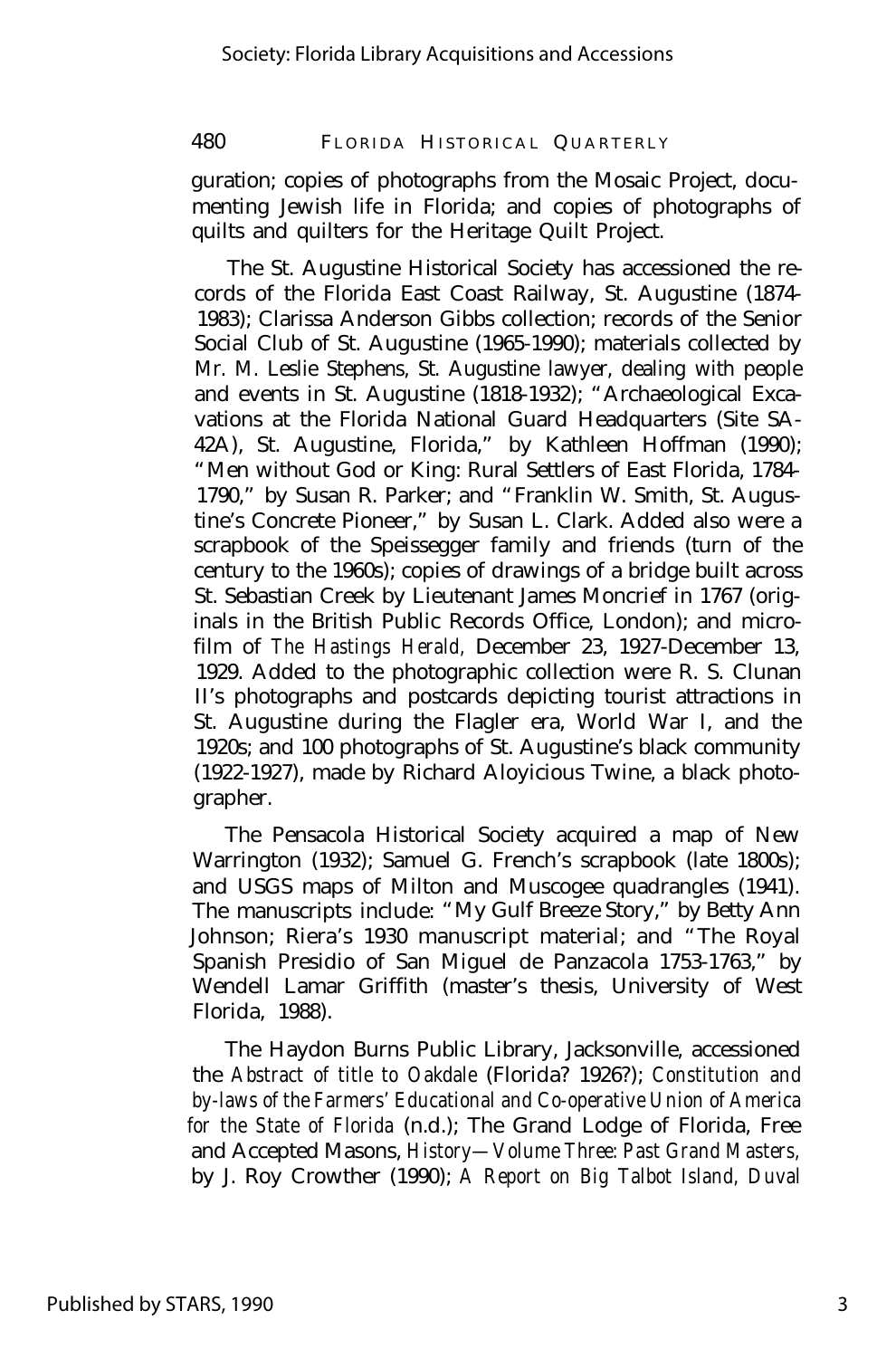guration; copies of photographs from the Mosaic Project, documenting Jewish life in Florida; and copies of photographs of quilts and quilters for the Heritage Quilt Project.

The St. Augustine Historical Society has accessioned the records of the Florida East Coast Railway, St. Augustine (1874-1983); Clarissa Anderson Gibbs collection; records of the Senior Social Club of St. Augustine (1965-1990); materials collected by Mr. M. Leslie Stephens, St. Augustine lawyer, dealing with people and events in St. Augustine (1818-1932); "Archaeological Excavations at the Florida National Guard Headquarters (Site SA-42A), St. Augustine, Florida," by Kathleen Hoffman (1990); "Men without God or King: Rural Settlers of East Florida, 1784-1790," by Susan R. Parker; and "Franklin W. Smith, St. Augustine's Concrete Pioneer," by Susan L. Clark. Added also were a scrapbook of the Speissegger family and friends (turn of the century to the 1960s); copies of drawings of a bridge built across St. Sebastian Creek by Lieutenant James Moncrief in 1767 (originals in the British Public Records Office, London); and microfilm of *The Hastings Herald,* December 23, 1927-December 13, 1929. Added to the photographic collection were R. S. Clunan II's photographs and postcards depicting tourist attractions in St. Augustine during the Flagler era, World War I, and the 1920s; and 100 photographs of St. Augustine's black community (1922-1927), made by Richard Aloyicious Twine, a black photographer.

The Pensacola Historical Society acquired a map of New Warrington (1932); Samuel G. French's scrapbook (late 1800s); and USGS maps of Milton and Muscogee quadrangles (1941). The manuscripts include: "My Gulf Breeze Story," by Betty Ann Johnson; Riera's 1930 manuscript material; and "The Royal Spanish Presidio of San Miguel de Panzacola 1753-1763," by Wendell Lamar Griffith (master's thesis, University of West Florida, 1988).

The Haydon Burns Public Library, Jacksonville, accessioned the *Abstract of title to Oakdale* (Florida? 1926?); *Constitution and by-laws of the Farmers' Educational and Co-operative Union of America for the State of Florida* (n.d.); The Grand Lodge of Florida, Free and Accepted Masons, *History—Volume Three: Past Grand Masters,* by J. Roy Crowther (1990); *A Report on Big Talbot Island, Duval*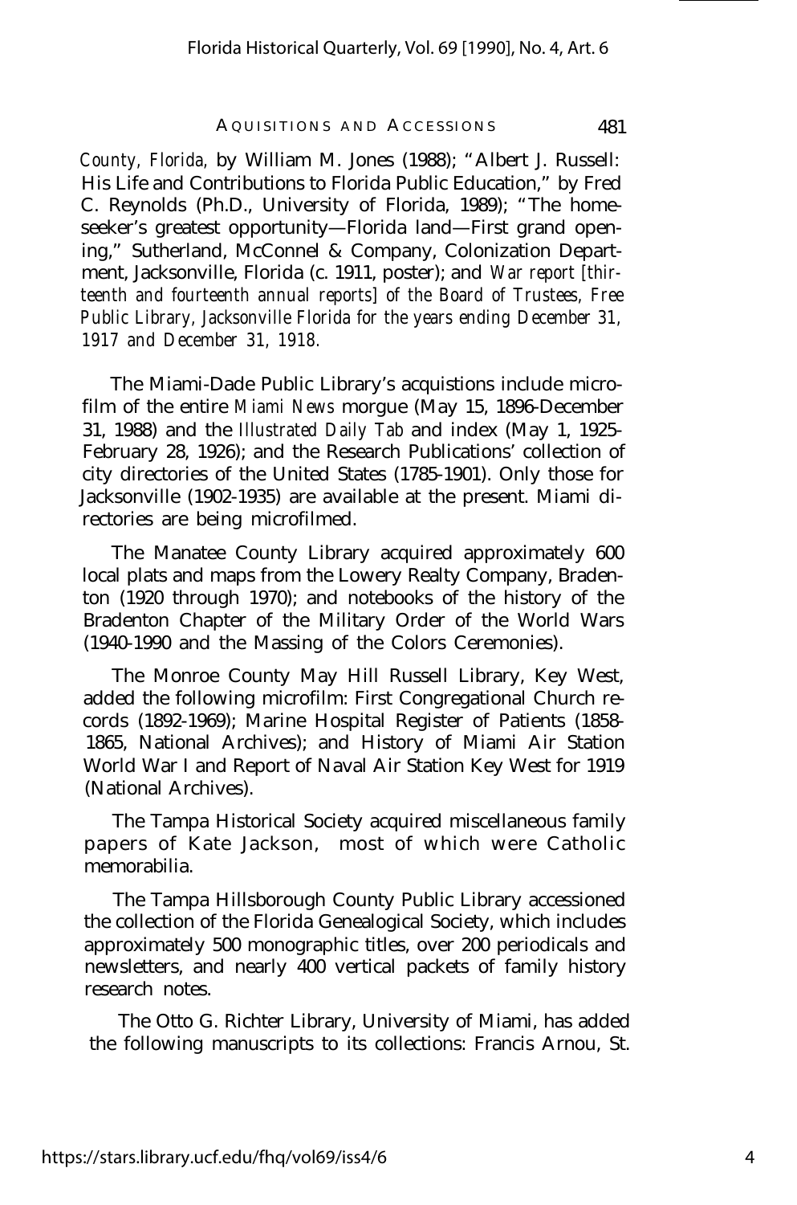*County, Florida,* by William M. Jones (1988); "Albert J. Russell: His Life and Contributions to Florida Public Education," by Fred C. Reynolds (Ph.D., University of Florida, 1989); "The home-seeker's greatest opportunity—Florida land—First grand opening," Sutherland, McConnel & Company, Colonization Department, Jacksonville, Florida (c. 1911, poster); and *War report [thirteenth and fourteenth annual reports] of the Board of Trustees, Free Public Library, Jacksonville Florida for the years ending December 31, 1917 and December 31, 1918.*

The Miami-Dade Public Library's acquistions include microfilm of the entire *Miami News* morgue (May 15, 1896-December 31, 1988) and the *Illustrated Daily Tab* and index (May 1, 1925-February 28, 1926); and the Research Publications' collection of city directories of the United States (1785-1901). Only those for Jacksonville (1902-1935) are available at the present. Miami directories are being microfilmed.

The Manatee County Library acquired approximately 600 local plats and maps from the Lowery Realty Company, Bradenton (1920 through 1970); and notebooks of the history of the Bradenton Chapter of the Military Order of the World Wars (1940-1990 and the Massing of the Colors Ceremonies).

The Monroe County May Hill Russell Library, Key West, added the following microfilm: First Congregational Church records (1892-1969); Marine Hospital Register of Patients (1858-1865, National Archives); and History of Miami Air Station World War I and Report of Naval Air Station Key West for 1919 (National Archives).

The Tampa Historical Society acquired miscellaneous family papers of Kate Jackson, most of which were Catholic memorabilia.

The Tampa Hillsborough County Public Library accessioned the collection of the Florida Genealogical Society, which includes approximately 500 monographic titles, over 200 periodicals and newsletters, and nearly 400 vertical packets of family history research notes.

The Otto G. Richter Library, University of Miami, has added the following manuscripts to its collections: Francis Arnou, St.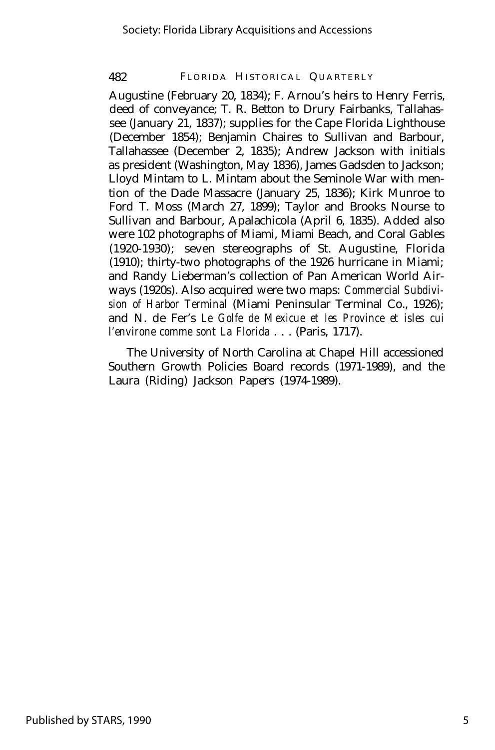Augustine (February 20, 1834); F. Arnou's heirs to Henry Ferris, deed of conveyance; T. R. Betton to Drury Fairbanks, Tallahassee (January 21, 1837); supplies for the Cape Florida Lighthouse (December 1854); Benjamin Chaires to Sullivan and Barbour, Tallahassee (December 2, 1835); Andrew Jackson with initials as president (Washington, May 1836), James Gadsden to Jackson; Lloyd Mintam to L. Mintam about the Seminole War with mention of the Dade Massacre (January 25, 1836); Kirk Munroe to Ford T. Moss (March 27, 1899); Taylor and Brooks Nourse to Sullivan and Barbour, Apalachicola (April 6, 1835). Added also were 102 photographs of Miami, Miami Beach, and Coral Gables (1920-1930); seven stereographs of St. Augustine, Florida (1910); thirty-two photographs of the 1926 hurricane in Miami; and Randy Lieberman's collection of Pan American World Airways (1920s). Also acquired were two maps: *Commercial Subdivision of Harbor Terminal* (Miami Peninsular Terminal Co., 1926); and N. de Fer's *Le Golfe de Mexicue et les Province et isles cui l'environe comme sont La Florida* . . . (Paris, 1717).

The University of North Carolina at Chapel Hill accessioned Southern Growth Policies Board records (1971-1989), and the Laura (Riding) Jackson Papers (1974-1989).